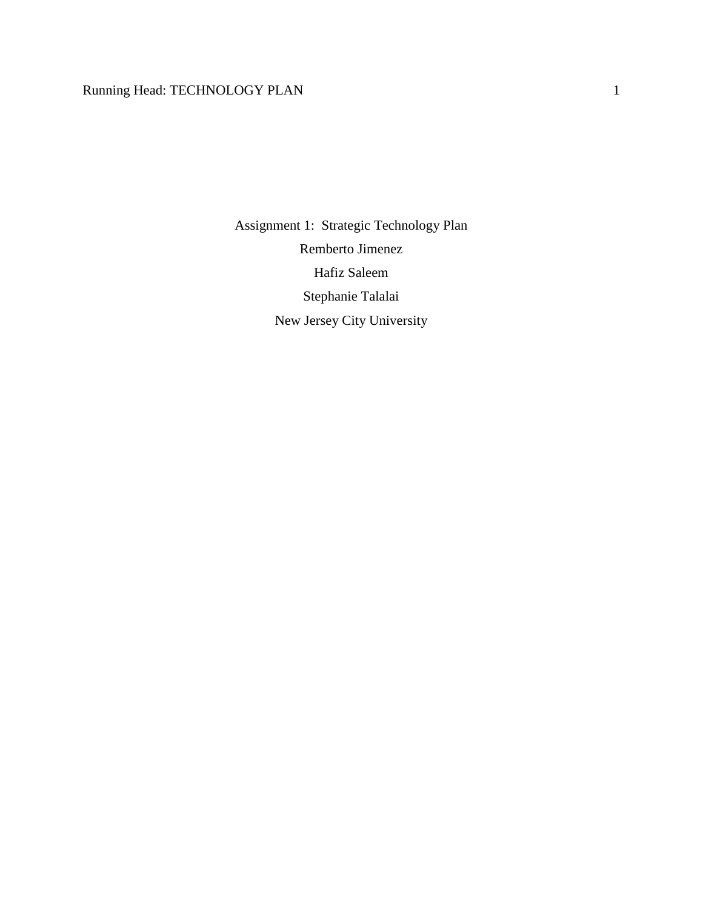Assignment 1: Strategic Technology Plan

Remberto Jimenez

Hafiz Saleem

Stephanie Talalai

New Jersey City University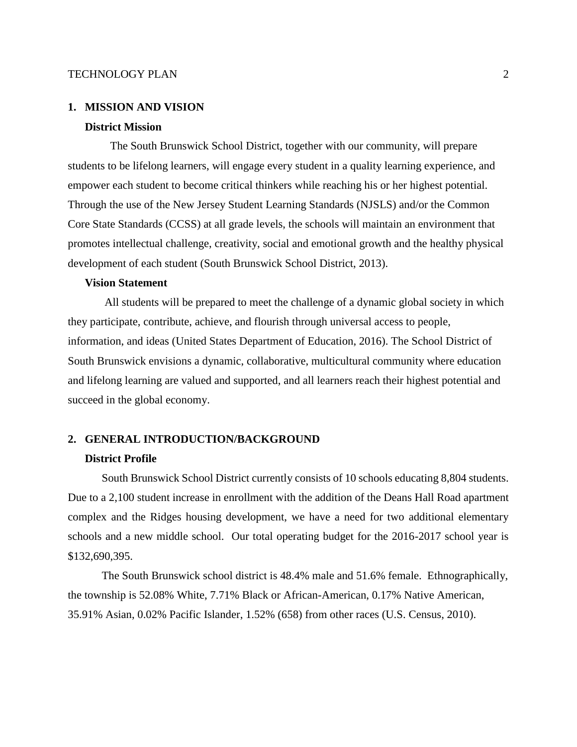## 1. MISSION AND VISION

### District Mission

The South Brunswick School District, together with our community, will prepare students to be lifelong learners, will engage every student in a quality learning experience, and empower each student to become critical thinkers while reaching his or her highest potential. Through the use of the New Jersey Student Learning Standards (NJSLS) and/or the Common Core State Standards (CCSS) at all grade levels, the schools will maintain an environment that promotes intellectual challenge, creativity, social and emotional growth and the healthy physical development of each student (South Brunswick School District, 2013).

### Vision Statement

All students will be prepared to meet the challenge of a dynamic global society in which they participate, contribute, achieve, and flourish through universal access to people, information, and ideas (United States Department of Education, 2016). The School District of South Brunswick envisions a dynamic, collaborative, multicultural community where education and lifelong learning are valued and supported, and all learners reach their highest potential and succeed in the global economy.

## 2. GENERAL INTRODUCTION/BACKGROUND

### District Profile

South Brunswick School District currently consists of 10 schools educating 8,804 students. Due to a 2,100 student increase in enrollment with the addition of the Deans Hall Road apartment complex and the Ridges housing development, we have a need for two additional elementary schools and a new middle school. Our total operating budget for the 2016-2017 school year is $132,690,395.

The South Brunswick school district is 48.4% male and 51.6% female. Ethnographically, the township is 52.08% White, 7.71% Black or African-American, 0.17% Native American, 35.91% Asian, 0.02% Pacific Islander, 1.52% (658) from other races (U.S. Census, 2010).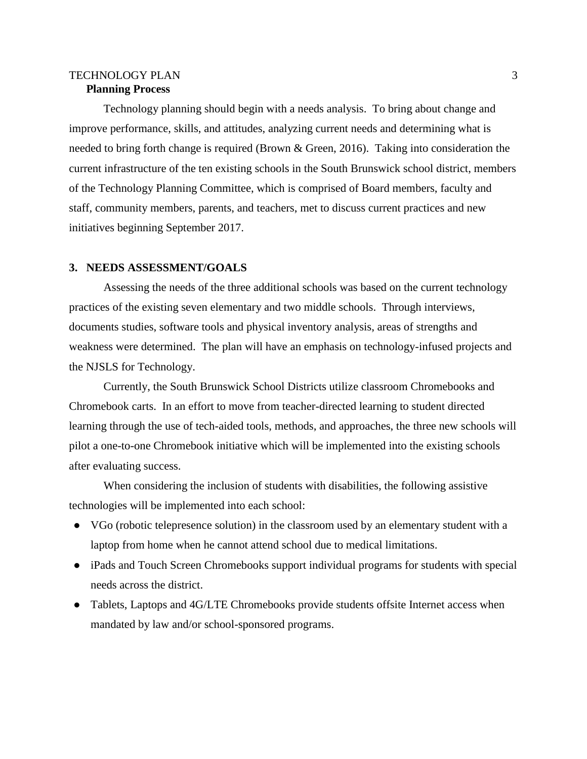**Planning Process**

Technology planning should begin with a needs analysis. To bring about change and improve performance, skills, and attitudes, analyzing current needs and determining what is needed to bring forth change is required (Brown & Green, 2016). Taking into consideration the current infrastructure of the ten existing schools in the South Brunswick school district, members of the Technology Planning Committee, which is comprised of Board members, faculty and staff, community members, parents, and teachers, met to discuss current practices and new initiatives beginning September 2017.

## 3. NEEDS ASSESSMENT/GOALS

Assessing the needs of the three additional schools was based on the current technology practices of the existing seven elementary and two middle schools. Through interviews, documents studies, software tools and physical inventory analysis, areas of strengths and weakness were determined. The plan will have an emphasis on technology-infused projects and the NJSLS for Technology.

Currently, the South Brunswick School Districts utilize classroom Chromebooks and Chromebook carts. In an effort to move from teacher-directed learning to student directed learning through the use of tech-aided tools, methods, and approaches, the three new schools will pilot a one-to-one Chromebook initiative which will be implemented into the existing schools after evaluating success.

When considering the inclusion of students with disabilities, the following assistive technologies will be implemented into each school:

- VGo (robotic telepresence solution) in the classroom used by an elementary student with a laptop from home when he cannot attend school due to medical limitations.
- iPads and Touch Screen Chromebooks support individual programs for students with special needs across the district.
- Tablets, Laptops and 4G/LTE Chromebooks provide students offsite Internet access when mandated by law and/or school-sponsored programs.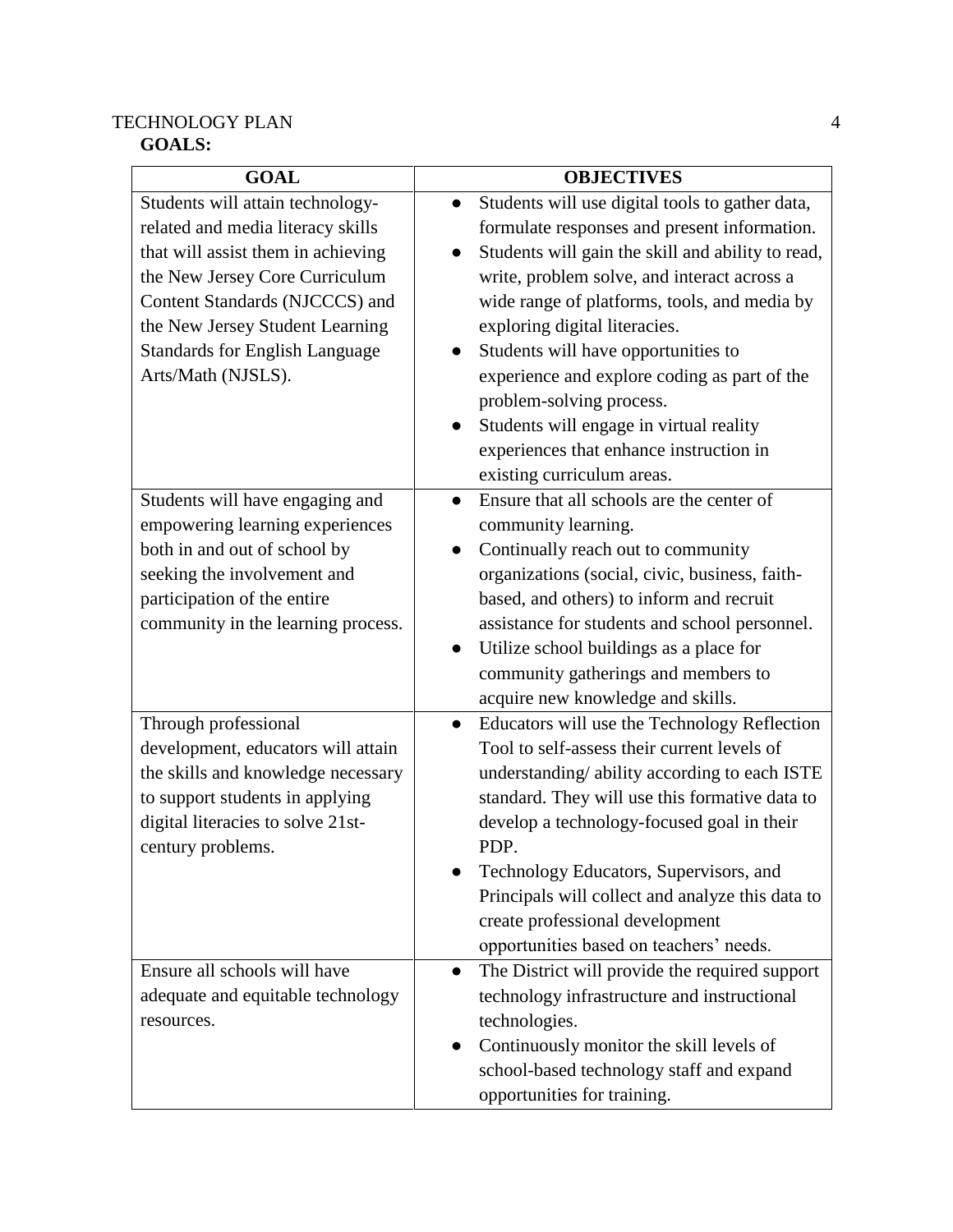**GOALS:**

| GOAL | OBJECTIVES |
| --- | --- |
| Students will attain technology-related and media literacy skills that will assist them in achieving the New Jersey Core Curriculum Content Standards (NJCCCS) and the New Jersey Student Learning Standards for English Language Arts/Math (NJSLS). | ● Students will use digital tools to gather data, formulate responses and present information.<br>● Students will gain the skill and ability to read, write, problem solve, and interact across a wide range of platforms, tools, and media by exploring digital literacies.<br>● Students will have opportunities to experience and explore coding as part of the problem-solving process.<br>● Students will engage in virtual reality experiences that enhance instruction in existing curriculum areas. |
| Students will have engaging and empowering learning experiences both in and out of school by seeking the involvement and participation of the entire community in the learning process. | ● Ensure that all schools are the center of community learning.<br>● Continually reach out to community organizations (social, civic, business, faith-based, and others) to inform and recruit assistance for students and school personnel.<br>● Utilize school buildings as a place for community gatherings and members to acquire new knowledge and skills. |
| Through professional development, educators will attain the skills and knowledge necessary to support students in applying digital literacies to solve 21st-century problems. | ● Educators will use the Technology Reflection Tool to self-assess their current levels of understanding/ ability according to each ISTE standard. They will use this formative data to develop a technology-focused goal in their PDP.<br>● Technology Educators, Supervisors, and Principals will collect and analyze this data to create professional development opportunities based on teachers' needs. |
| Ensure all schools will have adequate and equitable technology resources. | ● The District will provide the required support technology infrastructure and instructional technologies.<br>● Continuously monitor the skill levels of school-based technology staff and expand opportunities for training. |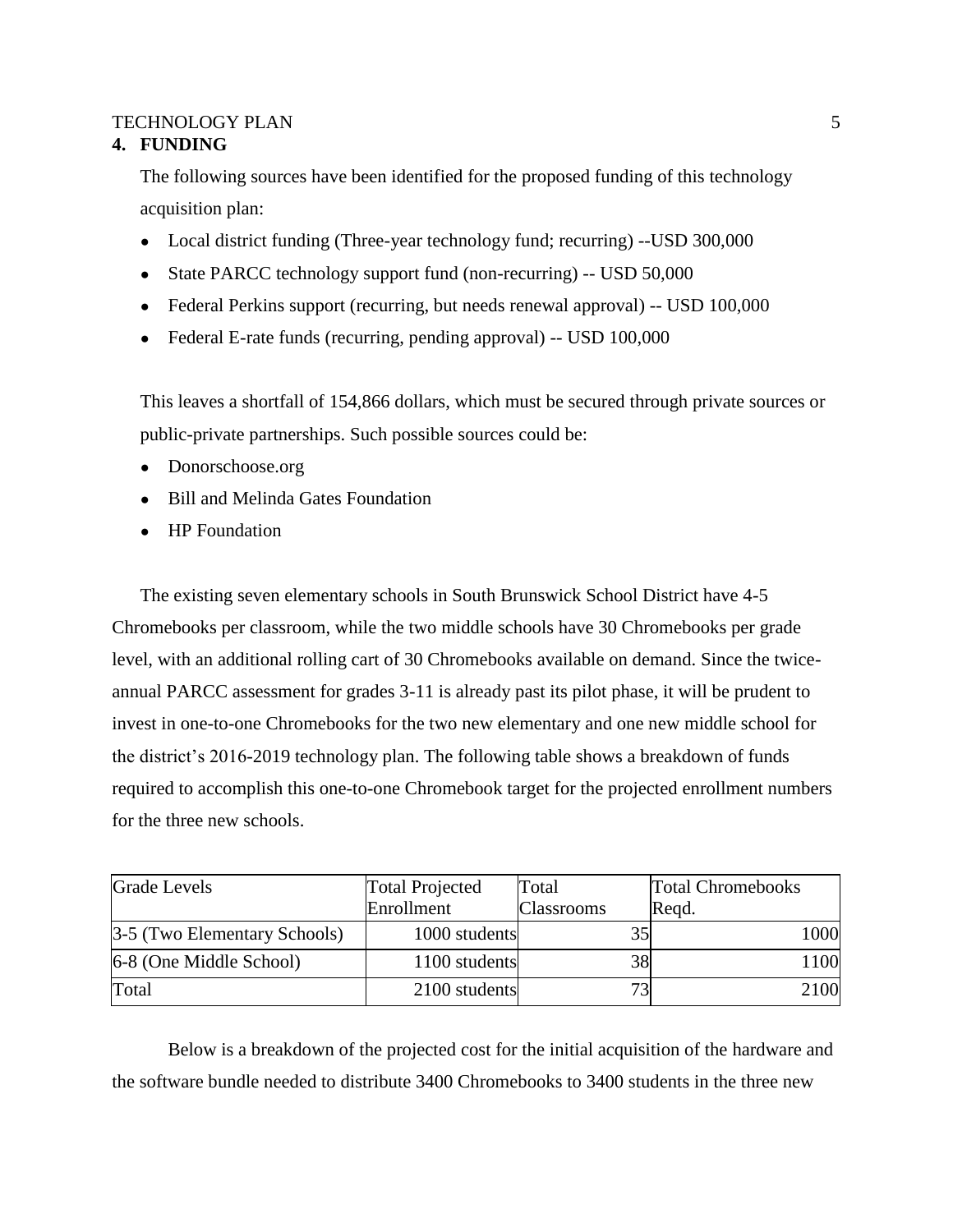## 4. FUNDING

The following sources have been identified for the proposed funding of this technology acquisition plan:

- Local district funding (Three-year technology fund; recurring) --USD 300,000
- State PARCC technology support fund (non-recurring) -- USD 50,000
- Federal Perkins support (recurring, but needs renewal approval) -- USD 100,000
- Federal E-rate funds (recurring, pending approval) -- USD 100,000

This leaves a shortfall of 154,866 dollars, which must be secured through private sources or public-private partnerships. Such possible sources could be:

- Donorschoose.org
- Bill and Melinda Gates Foundation
- HP Foundation

The existing seven elementary schools in South Brunswick School District have 4-5 Chromebooks per classroom, while the two middle schools have 30 Chromebooks per grade level, with an additional rolling cart of 30 Chromebooks available on demand. Since the twice-annual PARCC assessment for grades 3-11 is already past its pilot phase, it will be prudent to invest in one-to-one Chromebooks for the two new elementary and one new middle school for the district's 2016-2019 technology plan. The following table shows a breakdown of funds required to accomplish this one-to-one Chromebook target for the projected enrollment numbers for the three new schools.

| Grade Levels | Total Projected Enrollment | Total Classrooms | Total Chromebooks Reqd. |
|---|---|---|---|
| 3-5 (Two Elementary Schools) | 1000 students | 35 | 1000 |
| 6-8 (One Middle School) | 1100 students | 38 | 1100 |
| Total | 2100 students | 73 | 2100 |

Below is a breakdown of the projected cost for the initial acquisition of the hardware and the software bundle needed to distribute 3400 Chromebooks to 3400 students in the three new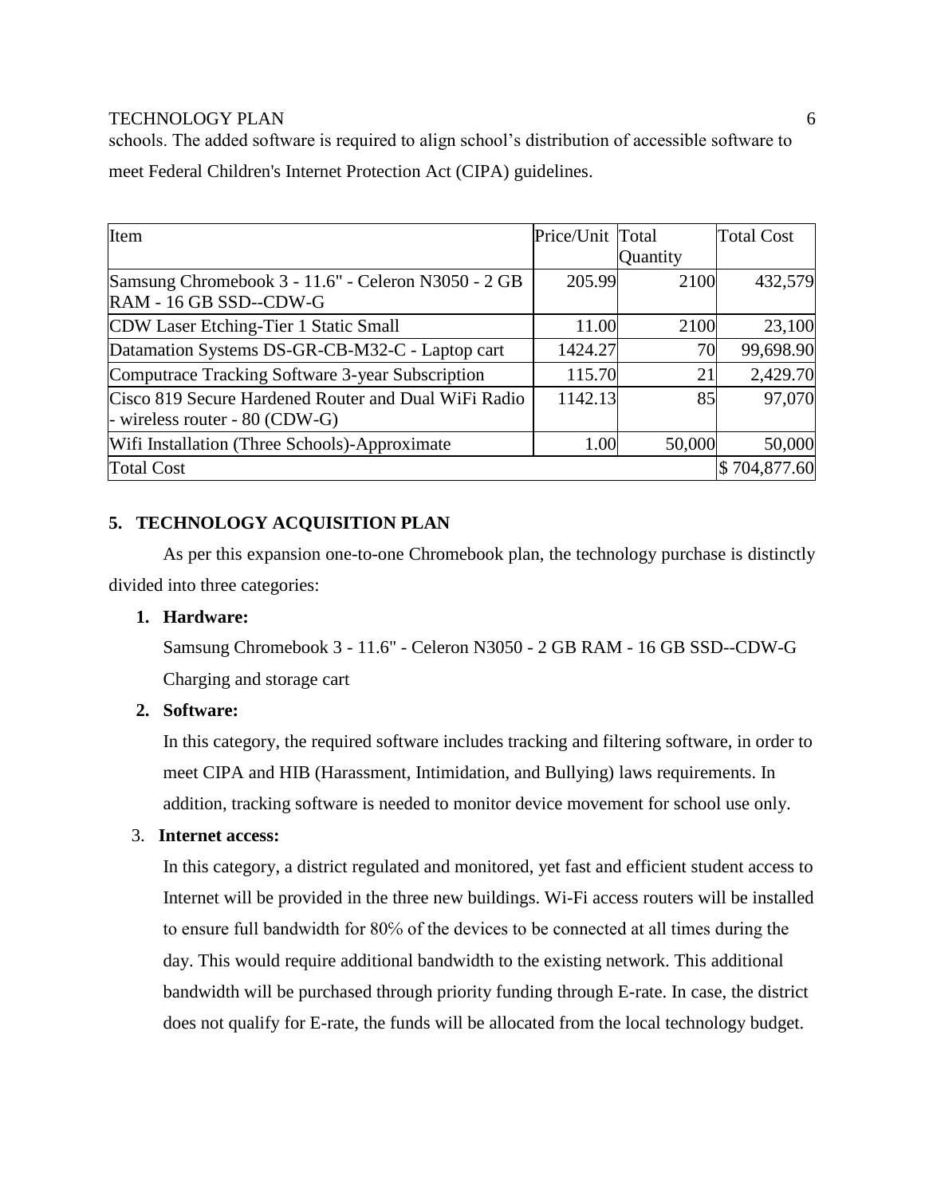schools. The added software is required to align school's distribution of accessible software to meet Federal Children's Internet Protection Act (CIPA) guidelines.

| Item | Price/Unit | Total Quantity | Total Cost |
|---|---|---|---|
| Samsung Chromebook 3 - 11.6" - Celeron N3050 - 2 GB RAM - 16 GB SSD--CDW-G | 205.99 | 2100 | 432,579 |
| CDW Laser Etching-Tier 1 Static Small | 11.00 | 2100 | 23,100 |
| Datamation Systems DS-GR-CB-M32-C - Laptop cart | 1424.27 | 70 | 99,698.90 |
| Computrace Tracking Software 3-year Subscription | 115.70 | 21 | 2,429.70 |
| Cisco 819 Secure Hardened Router and Dual WiFi Radio - wireless router - 80 (CDW-G) | 1142.13 | 85 | 97,070 |
| Wifi Installation (Three Schools)-Approximate | 1.00 | 50,000 | 50,000 |
| Total Cost | | | $ 704,877.60 |

## 5. TECHNOLOGY ACQUISITION PLAN

As per this expansion one-to-one Chromebook plan, the technology purchase is distinctly divided into three categories:

1. **Hardware:**

   Samsung Chromebook 3 - 11.6" - Celeron N3050 - 2 GB RAM - 16 GB SSD--CDW-G

   Charging and storage cart

2. **Software:**

   In this category, the required software includes tracking and filtering software, in order to meet CIPA and HIB (Harassment, Intimidation, and Bullying) laws requirements. In addition, tracking software is needed to monitor device movement for school use only.

3. **Internet access:**

   In this category, a district regulated and monitored, yet fast and efficient student access to Internet will be provided in the three new buildings. Wi-Fi access routers will be installed to ensure full bandwidth for 80% of the devices to be connected at all times during the day. This would require additional bandwidth to the existing network. This additional bandwidth will be purchased through priority funding through E-rate. In case, the district does not qualify for E-rate, the funds will be allocated from the local technology budget.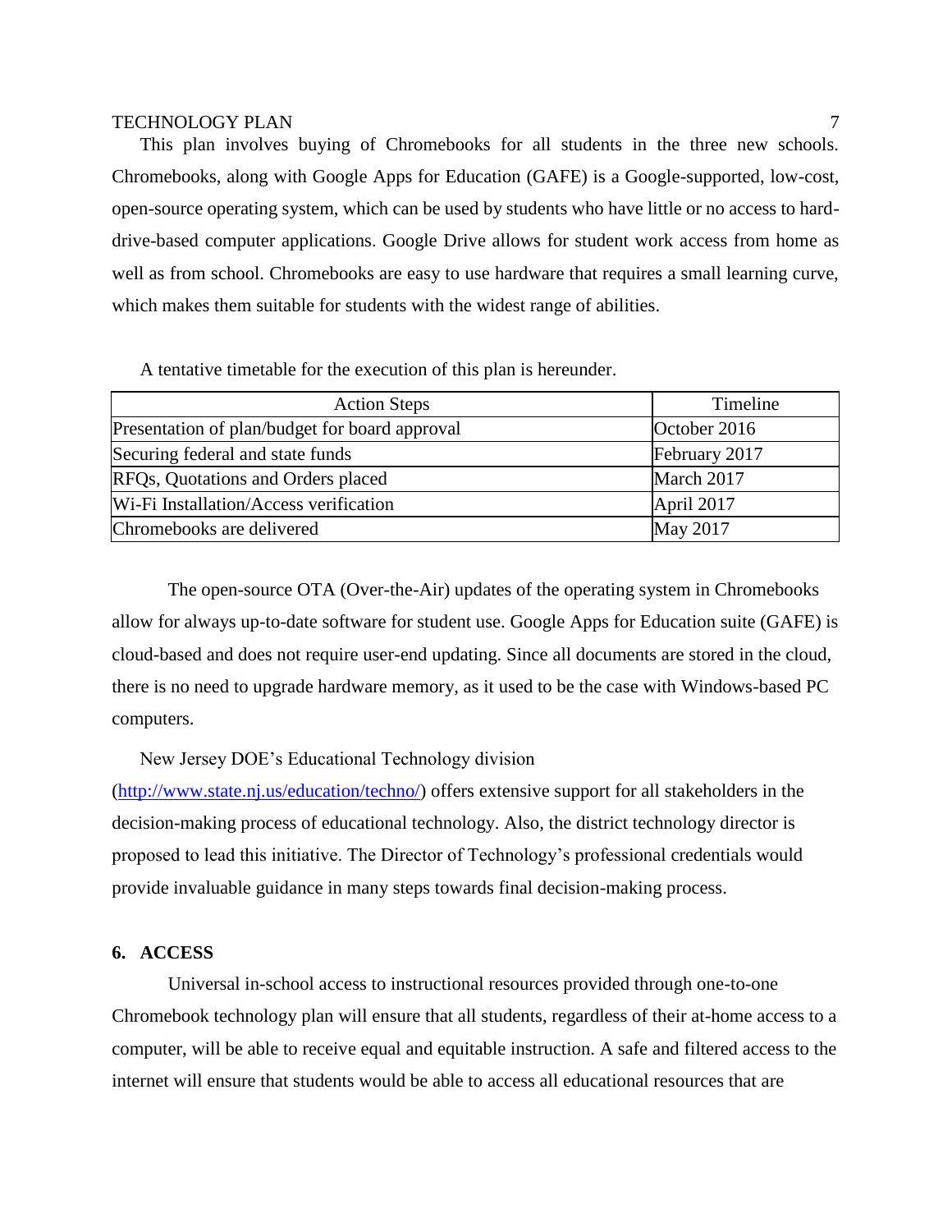This plan involves buying of Chromebooks for all students in the three new schools. Chromebooks, along with Google Apps for Education (GAFE) is a Google-supported, low-cost, open-source operating system, which can be used by students who have little or no access to hard-drive-based computer applications. Google Drive allows for student work access from home as well as from school. Chromebooks are easy to use hardware that requires a small learning curve, which makes them suitable for students with the widest range of abilities.

A tentative timetable for the execution of this plan is hereunder.

| Action Steps | Timeline |
|---|---|
| Presentation of plan/budget for board approval | October 2016 |
| Securing federal and state funds | February 2017 |
| RFQs, Quotations and Orders placed | March 2017 |
| Wi-Fi Installation/Access verification | April 2017 |
| Chromebooks are delivered | May 2017 |

The open-source OTA (Over-the-Air) updates of the operating system in Chromebooks allow for always up-to-date software for student use. Google Apps for Education suite (GAFE) is cloud-based and does not require user-end updating. Since all documents are stored in the cloud, there is no need to upgrade hardware memory, as it used to be the case with Windows-based PC computers.

New Jersey DOE's Educational Technology division (http://www.state.nj.us/education/techno/) offers extensive support for all stakeholders in the decision-making process of educational technology. Also, the district technology director is proposed to lead this initiative. The Director of Technology's professional credentials would provide invaluable guidance in many steps towards final decision-making process.

### 6. ACCESS

Universal in-school access to instructional resources provided through one-to-one Chromebook technology plan will ensure that all students, regardless of their at-home access to a computer, will be able to receive equal and equitable instruction. A safe and filtered access to the internet will ensure that students would be able to access all educational resources that are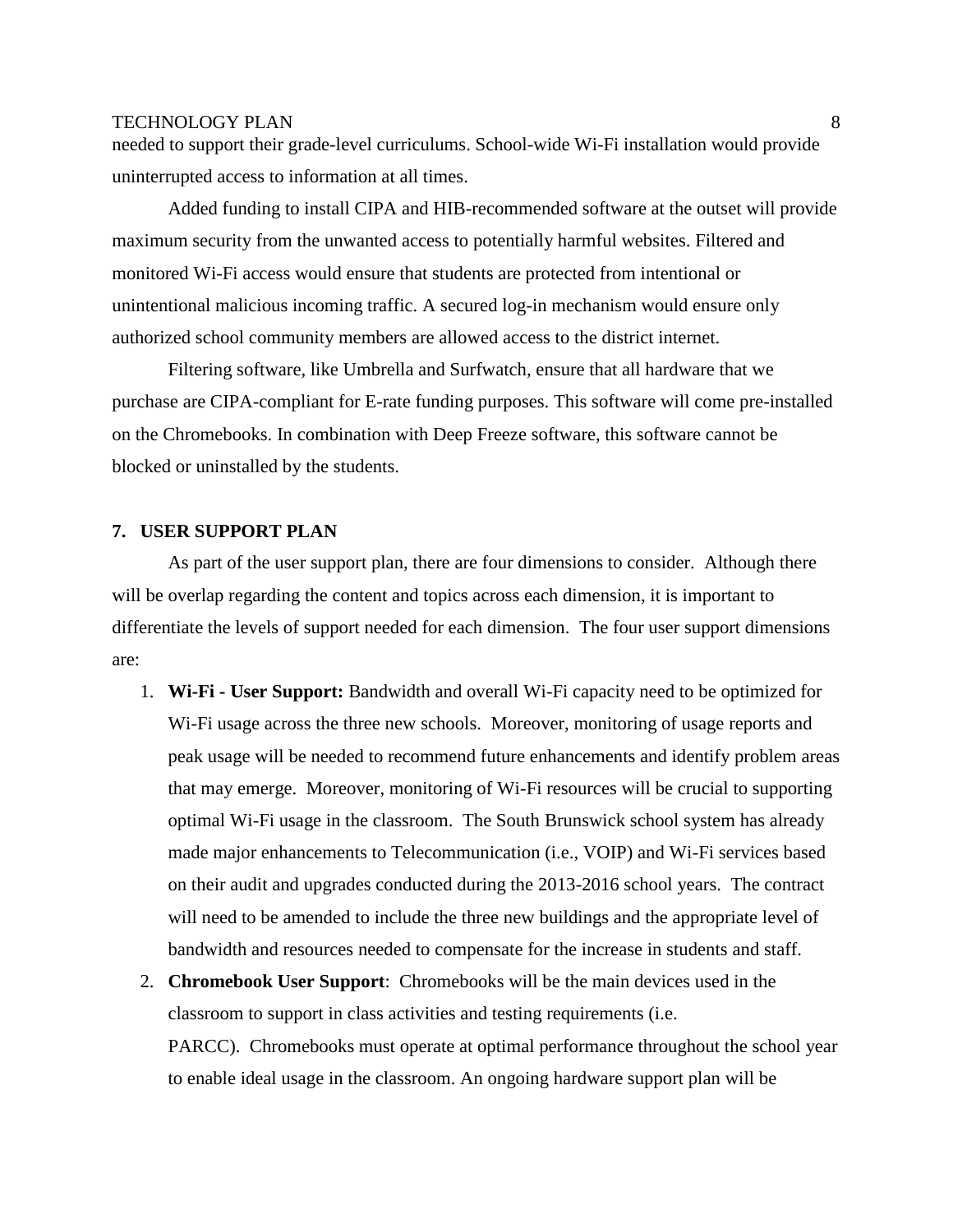needed to support their grade-level curriculums. School-wide Wi-Fi installation would provide uninterrupted access to information at all times.

Added funding to install CIPA and HIB-recommended software at the outset will provide maximum security from the unwanted access to potentially harmful websites. Filtered and monitored Wi-Fi access would ensure that students are protected from intentional or unintentional malicious incoming traffic. A secured log-in mechanism would ensure only authorized school community members are allowed access to the district internet.

Filtering software, like Umbrella and Surfwatch, ensure that all hardware that we purchase are CIPA-compliant for E-rate funding purposes. This software will come pre-installed on the Chromebooks. In combination with Deep Freeze software, this software cannot be blocked or uninstalled by the students.

## 7. USER SUPPORT PLAN

As part of the user support plan, there are four dimensions to consider. Although there will be overlap regarding the content and topics across each dimension, it is important to differentiate the levels of support needed for each dimension. The four user support dimensions are:

1. **Wi-Fi - User Support:** Bandwidth and overall Wi-Fi capacity need to be optimized for Wi-Fi usage across the three new schools. Moreover, monitoring of usage reports and peak usage will be needed to recommend future enhancements and identify problem areas that may emerge. Moreover, monitoring of Wi-Fi resources will be crucial to supporting optimal Wi-Fi usage in the classroom. The South Brunswick school system has already made major enhancements to Telecommunication (i.e., VOIP) and Wi-Fi services based on their audit and upgrades conducted during the 2013-2016 school years. The contract will need to be amended to include the three new buildings and the appropriate level of bandwidth and resources needed to compensate for the increase in students and staff.
2. **Chromebook User Support**: Chromebooks will be the main devices used in the classroom to support in class activities and testing requirements (i.e. PARCC). Chromebooks must operate at optimal performance throughout the school year to enable ideal usage in the classroom. An ongoing hardware support plan will be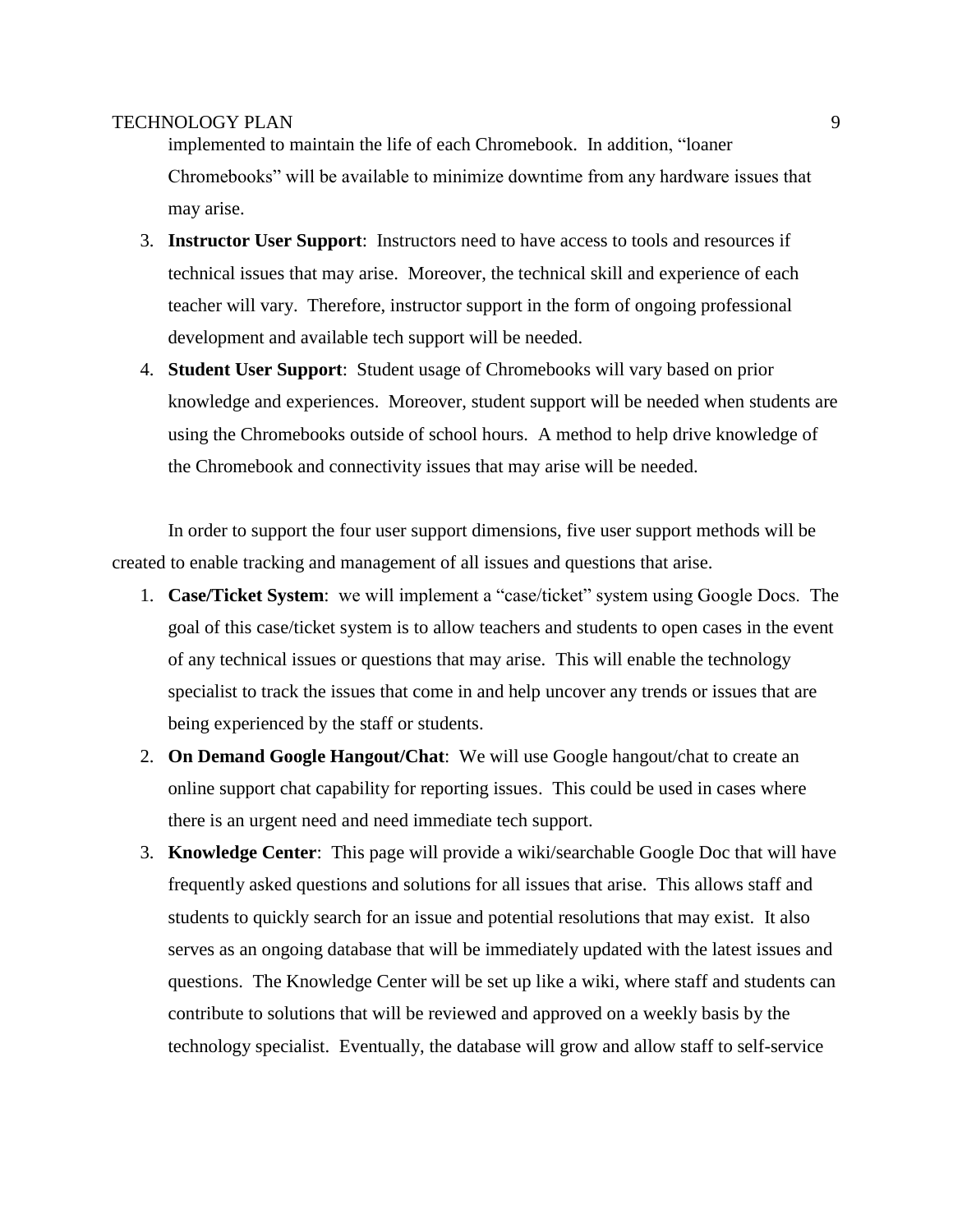implemented to maintain the life of each Chromebook. In addition, "loaner Chromebooks" will be available to minimize downtime from any hardware issues that may arise.

3. **Instructor User Support**: Instructors need to have access to tools and resources if technical issues that may arise. Moreover, the technical skill and experience of each teacher will vary. Therefore, instructor support in the form of ongoing professional development and available tech support will be needed.
4. **Student User Support**: Student usage of Chromebooks will vary based on prior knowledge and experiences. Moreover, student support will be needed when students are using the Chromebooks outside of school hours. A method to help drive knowledge of the Chromebook and connectivity issues that may arise will be needed.

In order to support the four user support dimensions, five user support methods will be created to enable tracking and management of all issues and questions that arise.

1. **Case/Ticket System**: we will implement a "case/ticket" system using Google Docs. The goal of this case/ticket system is to allow teachers and students to open cases in the event of any technical issues or questions that may arise. This will enable the technology specialist to track the issues that come in and help uncover any trends or issues that are being experienced by the staff or students.
2. **On Demand Google Hangout/Chat**: We will use Google hangout/chat to create an online support chat capability for reporting issues. This could be used in cases where there is an urgent need and need immediate tech support.
3. **Knowledge Center**: This page will provide a wiki/searchable Google Doc that will have frequently asked questions and solutions for all issues that arise. This allows staff and students to quickly search for an issue and potential resolutions that may exist. It also serves as an ongoing database that will be immediately updated with the latest issues and questions. The Knowledge Center will be set up like a wiki, where staff and students can contribute to solutions that will be reviewed and approved on a weekly basis by the technology specialist. Eventually, the database will grow and allow staff to self-service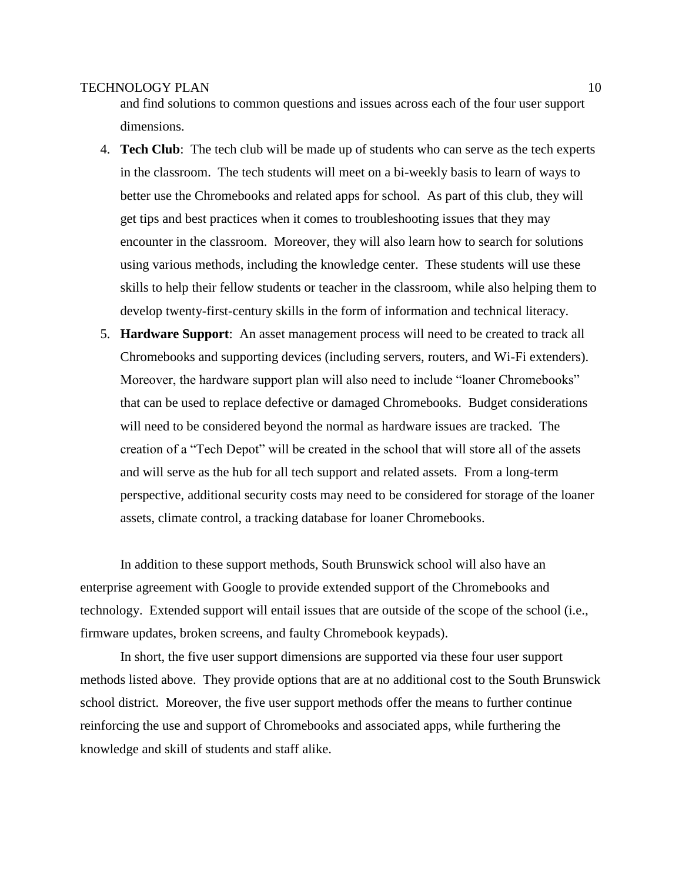and find solutions to common questions and issues across each of the four user support dimensions.

4. **Tech Club**: The tech club will be made up of students who can serve as the tech experts in the classroom. The tech students will meet on a bi-weekly basis to learn of ways to better use the Chromebooks and related apps for school. As part of this club, they will get tips and best practices when it comes to troubleshooting issues that they may encounter in the classroom. Moreover, they will also learn how to search for solutions using various methods, including the knowledge center. These students will use these skills to help their fellow students or teacher in the classroom, while also helping them to develop twenty-first-century skills in the form of information and technical literacy.
5. **Hardware Support**: An asset management process will need to be created to track all Chromebooks and supporting devices (including servers, routers, and Wi-Fi extenders). Moreover, the hardware support plan will also need to include "loaner Chromebooks" that can be used to replace defective or damaged Chromebooks. Budget considerations will need to be considered beyond the normal as hardware issues are tracked. The creation of a "Tech Depot" will be created in the school that will store all of the assets and will serve as the hub for all tech support and related assets. From a long-term perspective, additional security costs may need to be considered for storage of the loaner assets, climate control, a tracking database for loaner Chromebooks.

In addition to these support methods, South Brunswick school will also have an enterprise agreement with Google to provide extended support of the Chromebooks and technology. Extended support will entail issues that are outside of the scope of the school (i.e., firmware updates, broken screens, and faulty Chromebook keypads).

In short, the five user support dimensions are supported via these four user support methods listed above. They provide options that are at no additional cost to the South Brunswick school district. Moreover, the five user support methods offer the means to further continue reinforcing the use and support of Chromebooks and associated apps, while furthering the knowledge and skill of students and staff alike.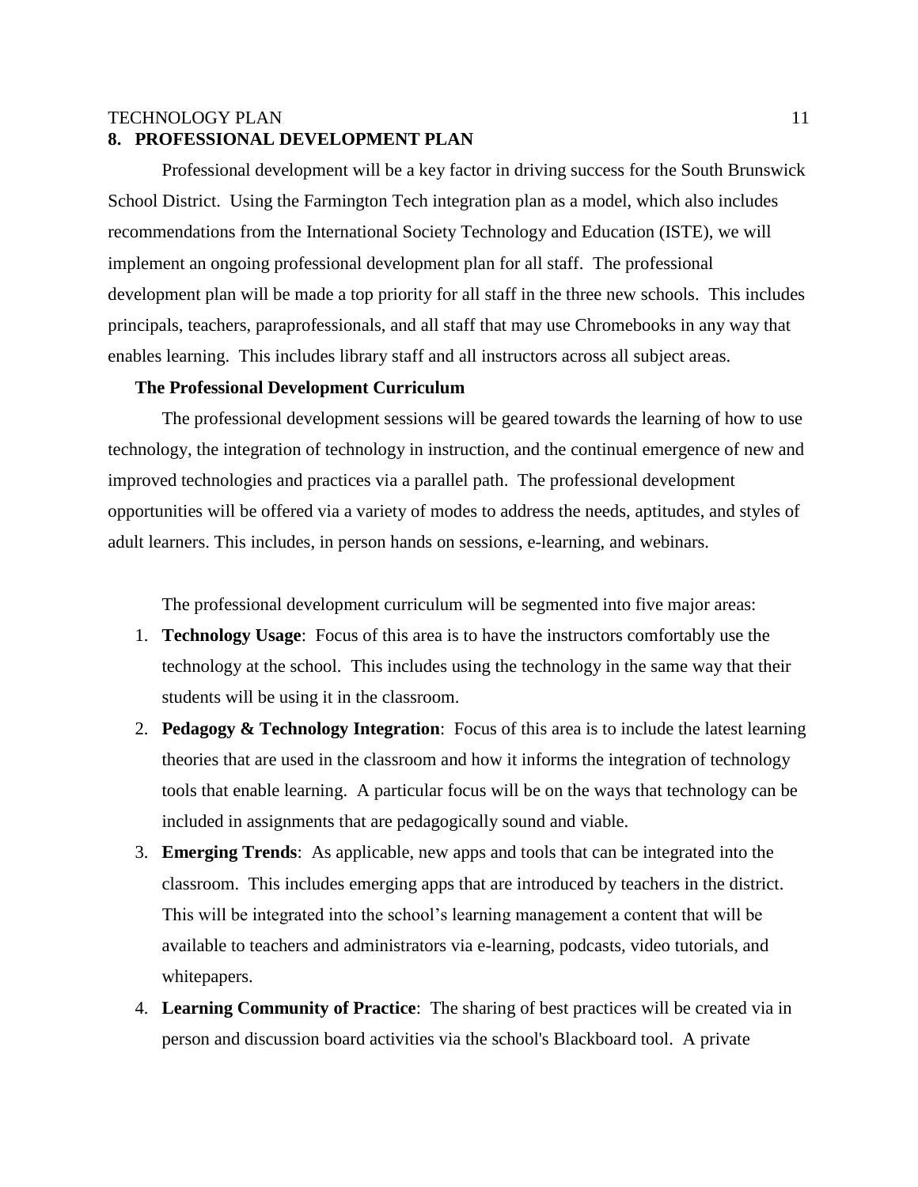## 8. PROFESSIONAL DEVELOPMENT PLAN

Professional development will be a key factor in driving success for the South Brunswick School District. Using the Farmington Tech integration plan as a model, which also includes recommendations from the International Society Technology and Education (ISTE), we will implement an ongoing professional development plan for all staff. The professional development plan will be made a top priority for all staff in the three new schools. This includes principals, teachers, paraprofessionals, and all staff that may use Chromebooks in any way that enables learning. This includes library staff and all instructors across all subject areas.

### The Professional Development Curriculum

The professional development sessions will be geared towards the learning of how to use technology, the integration of technology in instruction, and the continual emergence of new and improved technologies and practices via a parallel path. The professional development opportunities will be offered via a variety of modes to address the needs, aptitudes, and styles of adult learners. This includes, in person hands on sessions, e-learning, and webinars.

The professional development curriculum will be segmented into five major areas:

1. **Technology Usage**: Focus of this area is to have the instructors comfortably use the technology at the school. This includes using the technology in the same way that their students will be using it in the classroom.
2. **Pedagogy & Technology Integration**: Focus of this area is to include the latest learning theories that are used in the classroom and how it informs the integration of technology tools that enable learning. A particular focus will be on the ways that technology can be included in assignments that are pedagogically sound and viable.
3. **Emerging Trends**: As applicable, new apps and tools that can be integrated into the classroom. This includes emerging apps that are introduced by teachers in the district. This will be integrated into the school's learning management a content that will be available to teachers and administrators via e-learning, podcasts, video tutorials, and whitepapers.
4. **Learning Community of Practice**: The sharing of best practices will be created via in person and discussion board activities via the school's Blackboard tool. A private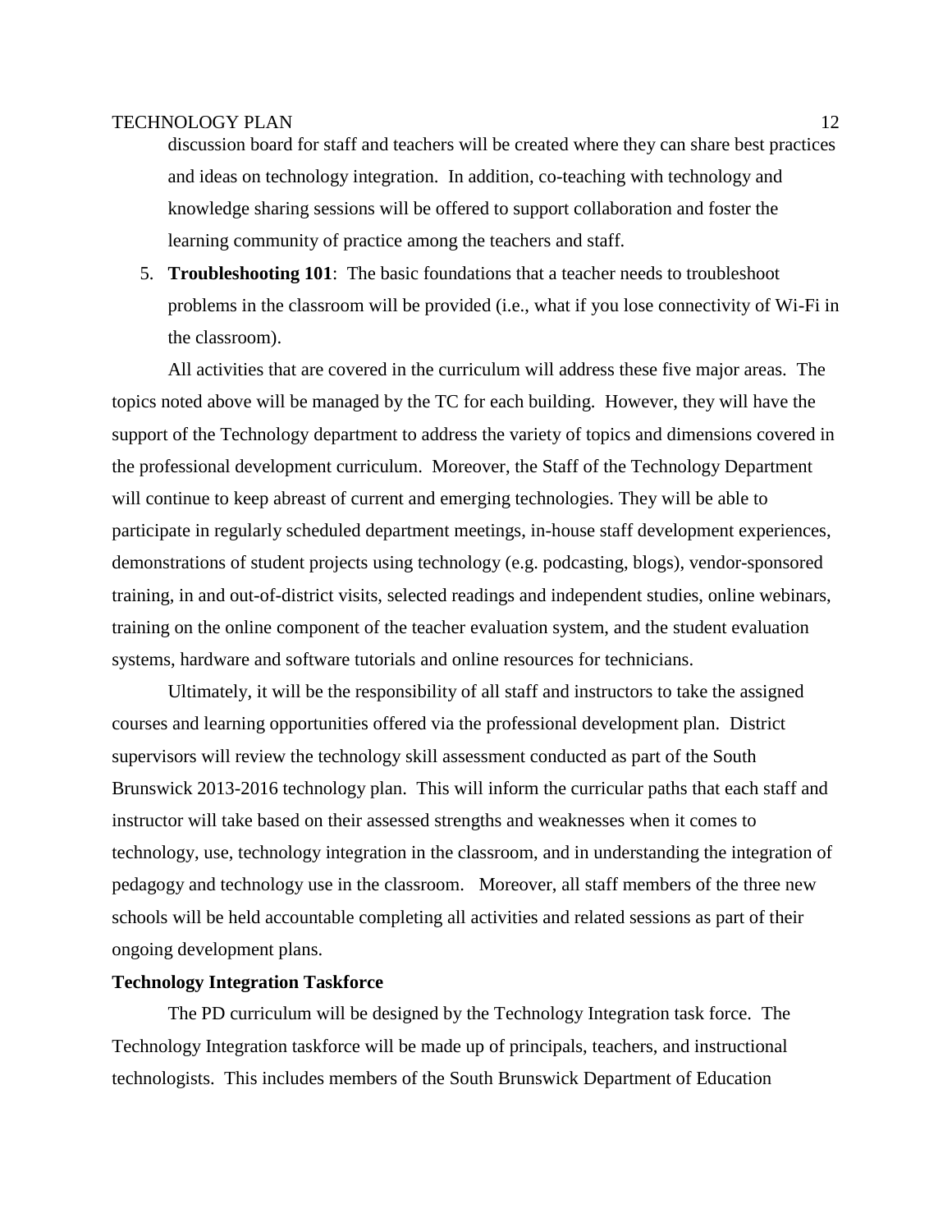discussion board for staff and teachers will be created where they can share best practices and ideas on technology integration. In addition, co-teaching with technology and knowledge sharing sessions will be offered to support collaboration and foster the learning community of practice among the teachers and staff.

5. **Troubleshooting 101**: The basic foundations that a teacher needs to troubleshoot problems in the classroom will be provided (i.e., what if you lose connectivity of Wi-Fi in the classroom).

All activities that are covered in the curriculum will address these five major areas. The topics noted above will be managed by the TC for each building. However, they will have the support of the Technology department to address the variety of topics and dimensions covered in the professional development curriculum. Moreover, the Staff of the Technology Department will continue to keep abreast of current and emerging technologies. They will be able to participate in regularly scheduled department meetings, in-house staff development experiences, demonstrations of student projects using technology (e.g. podcasting, blogs), vendor-sponsored training, in and out-of-district visits, selected readings and independent studies, online webinars, training on the online component of the teacher evaluation system, and the student evaluation systems, hardware and software tutorials and online resources for technicians.

Ultimately, it will be the responsibility of all staff and instructors to take the assigned courses and learning opportunities offered via the professional development plan. District supervisors will review the technology skill assessment conducted as part of the South Brunswick 2013-2016 technology plan. This will inform the curricular paths that each staff and instructor will take based on their assessed strengths and weaknesses when it comes to technology, use, technology integration in the classroom, and in understanding the integration of pedagogy and technology use in the classroom. Moreover, all staff members of the three new schools will be held accountable completing all activities and related sessions as part of their ongoing development plans.

**Technology Integration Taskforce**

The PD curriculum will be designed by the Technology Integration task force. The Technology Integration taskforce will be made up of principals, teachers, and instructional technologists. This includes members of the South Brunswick Department of Education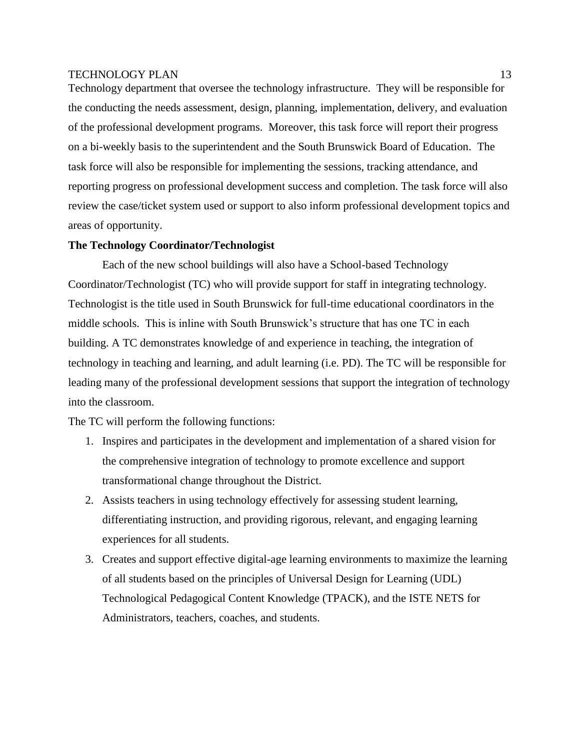Technology department that oversee the technology infrastructure. They will be responsible for the conducting the needs assessment, design, planning, implementation, delivery, and evaluation of the professional development programs. Moreover, this task force will report their progress on a bi-weekly basis to the superintendent and the South Brunswick Board of Education. The task force will also be responsible for implementing the sessions, tracking attendance, and reporting progress on professional development success and completion. The task force will also review the case/ticket system used or support to also inform professional development topics and areas of opportunity.

**The Technology Coordinator/Technologist**

Each of the new school buildings will also have a School-based Technology Coordinator/Technologist (TC) who will provide support for staff in integrating technology. Technologist is the title used in South Brunswick for full-time educational coordinators in the middle schools. This is inline with South Brunswick's structure that has one TC in each building. A TC demonstrates knowledge of and experience in teaching, the integration of technology in teaching and learning, and adult learning (i.e. PD). The TC will be responsible for leading many of the professional development sessions that support the integration of technology into the classroom.

The TC will perform the following functions:

1. Inspires and participates in the development and implementation of a shared vision for the comprehensive integration of technology to promote excellence and support transformational change throughout the District.
2. Assists teachers in using technology effectively for assessing student learning, differentiating instruction, and providing rigorous, relevant, and engaging learning experiences for all students.
3. Creates and support effective digital-age learning environments to maximize the learning of all students based on the principles of Universal Design for Learning (UDL) Technological Pedagogical Content Knowledge (TPACK), and the ISTE NETS for Administrators, teachers, coaches, and students.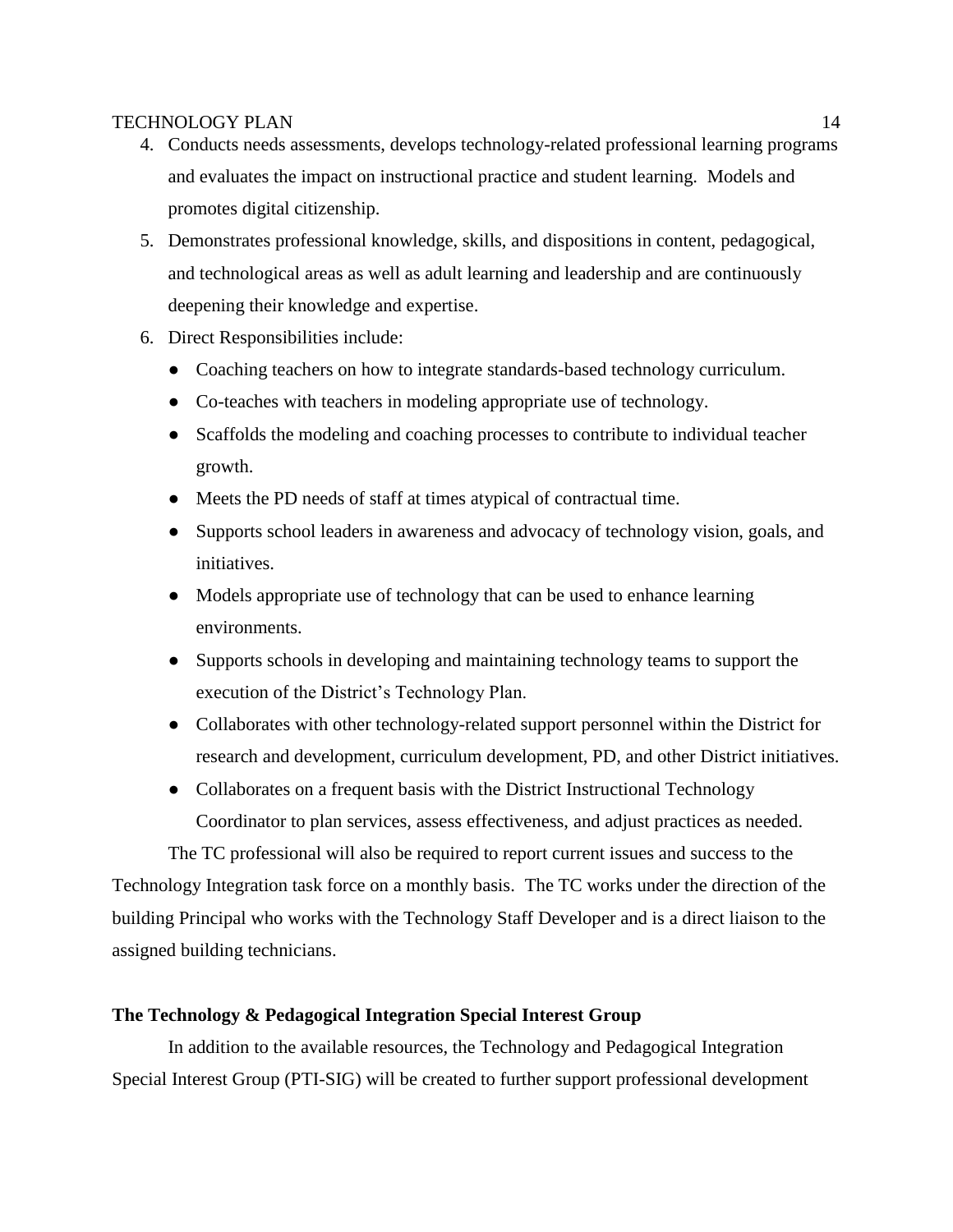4. Conducts needs assessments, develops technology-related professional learning programs and evaluates the impact on instructional practice and student learning.  Models and promotes digital citizenship.
5. Demonstrates professional knowledge, skills, and dispositions in content, pedagogical, and technological areas as well as adult learning and leadership and are continuously deepening their knowledge and expertise.
6. Direct Responsibilities include:
   - Coaching teachers on how to integrate standards-based technology curriculum.
   - Co-teaches with teachers in modeling appropriate use of technology.
   - Scaffolds the modeling and coaching processes to contribute to individual teacher growth.
   - Meets the PD needs of staff at times atypical of contractual time.
   - Supports school leaders in awareness and advocacy of technology vision, goals, and initiatives.
   - Models appropriate use of technology that can be used to enhance learning environments.
   - Supports schools in developing and maintaining technology teams to support the execution of the District's Technology Plan.
   - Collaborates with other technology-related support personnel within the District for research and development, curriculum development, PD, and other District initiatives.
   - Collaborates on a frequent basis with the District Instructional Technology Coordinator to plan services, assess effectiveness, and adjust practices as needed.

The TC professional will also be required to report current issues and success to the Technology Integration task force on a monthly basis.  The TC works under the direction of the building Principal who works with the Technology Staff Developer and is a direct liaison to the assigned building technicians.

**The Technology & Pedagogical Integration Special Interest Group**

In addition to the available resources, the Technology and Pedagogical Integration Special Interest Group (PTI-SIG) will be created to further support professional development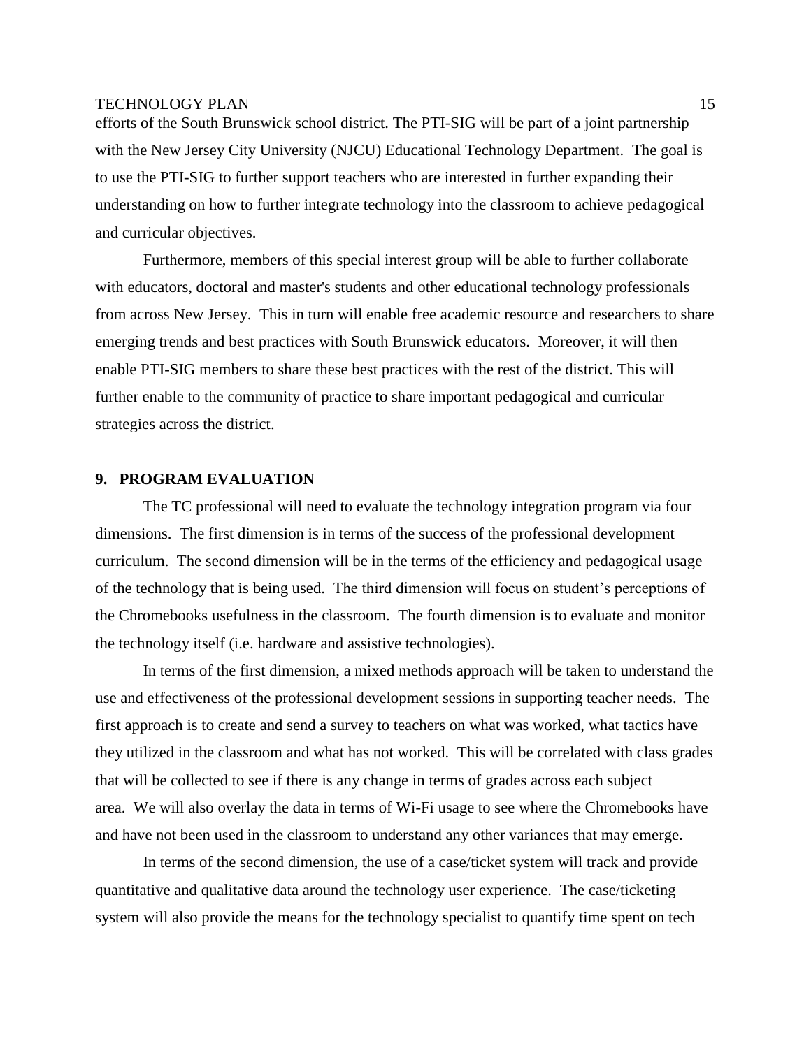efforts of the South Brunswick school district. The PTI-SIG will be part of a joint partnership with the New Jersey City University (NJCU) Educational Technology Department. The goal is to use the PTI-SIG to further support teachers who are interested in further expanding their understanding on how to further integrate technology into the classroom to achieve pedagogical and curricular objectives.

Furthermore, members of this special interest group will be able to further collaborate with educators, doctoral and master's students and other educational technology professionals from across New Jersey. This in turn will enable free academic resource and researchers to share emerging trends and best practices with South Brunswick educators. Moreover, it will then enable PTI-SIG members to share these best practices with the rest of the district. This will further enable to the community of practice to share important pedagogical and curricular strategies across the district.

## 9. PROGRAM EVALUATION

The TC professional will need to evaluate the technology integration program via four dimensions. The first dimension is in terms of the success of the professional development curriculum. The second dimension will be in the terms of the efficiency and pedagogical usage of the technology that is being used. The third dimension will focus on student's perceptions of the Chromebooks usefulness in the classroom. The fourth dimension is to evaluate and monitor the technology itself (i.e. hardware and assistive technologies).

In terms of the first dimension, a mixed methods approach will be taken to understand the use and effectiveness of the professional development sessions in supporting teacher needs. The first approach is to create and send a survey to teachers on what was worked, what tactics have they utilized in the classroom and what has not worked. This will be correlated with class grades that will be collected to see if there is any change in terms of grades across each subject area. We will also overlay the data in terms of Wi-Fi usage to see where the Chromebooks have and have not been used in the classroom to understand any other variances that may emerge.

In terms of the second dimension, the use of a case/ticket system will track and provide quantitative and qualitative data around the technology user experience. The case/ticketing system will also provide the means for the technology specialist to quantify time spent on tech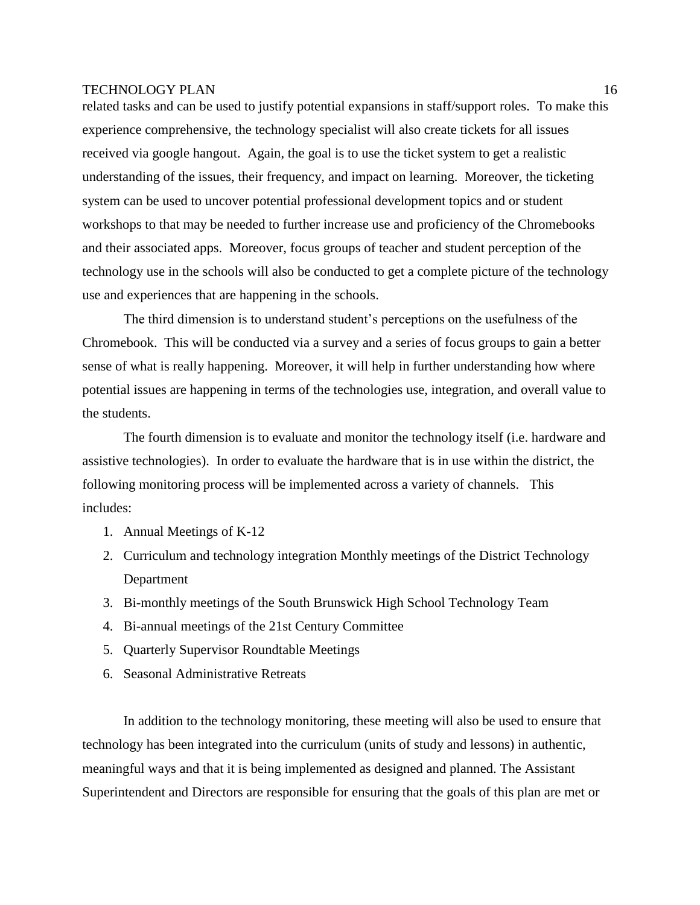related tasks and can be used to justify potential expansions in staff/support roles. To make this experience comprehensive, the technology specialist will also create tickets for all issues received via google hangout. Again, the goal is to use the ticket system to get a realistic understanding of the issues, their frequency, and impact on learning. Moreover, the ticketing system can be used to uncover potential professional development topics and or student workshops to that may be needed to further increase use and proficiency of the Chromebooks and their associated apps. Moreover, focus groups of teacher and student perception of the technology use in the schools will also be conducted to get a complete picture of the technology use and experiences that are happening in the schools.

The third dimension is to understand student's perceptions on the usefulness of the Chromebook. This will be conducted via a survey and a series of focus groups to gain a better sense of what is really happening. Moreover, it will help in further understanding how where potential issues are happening in terms of the technologies use, integration, and overall value to the students.

The fourth dimension is to evaluate and monitor the technology itself (i.e. hardware and assistive technologies). In order to evaluate the hardware that is in use within the district, the following monitoring process will be implemented across a variety of channels. This includes:

1. Annual Meetings of K-12
2. Curriculum and technology integration Monthly meetings of the District Technology Department
3. Bi-monthly meetings of the South Brunswick High School Technology Team
4. Bi-annual meetings of the 21st Century Committee
5. Quarterly Supervisor Roundtable Meetings
6. Seasonal Administrative Retreats

In addition to the technology monitoring, these meeting will also be used to ensure that technology has been integrated into the curriculum (units of study and lessons) in authentic, meaningful ways and that it is being implemented as designed and planned. The Assistant Superintendent and Directors are responsible for ensuring that the goals of this plan are met or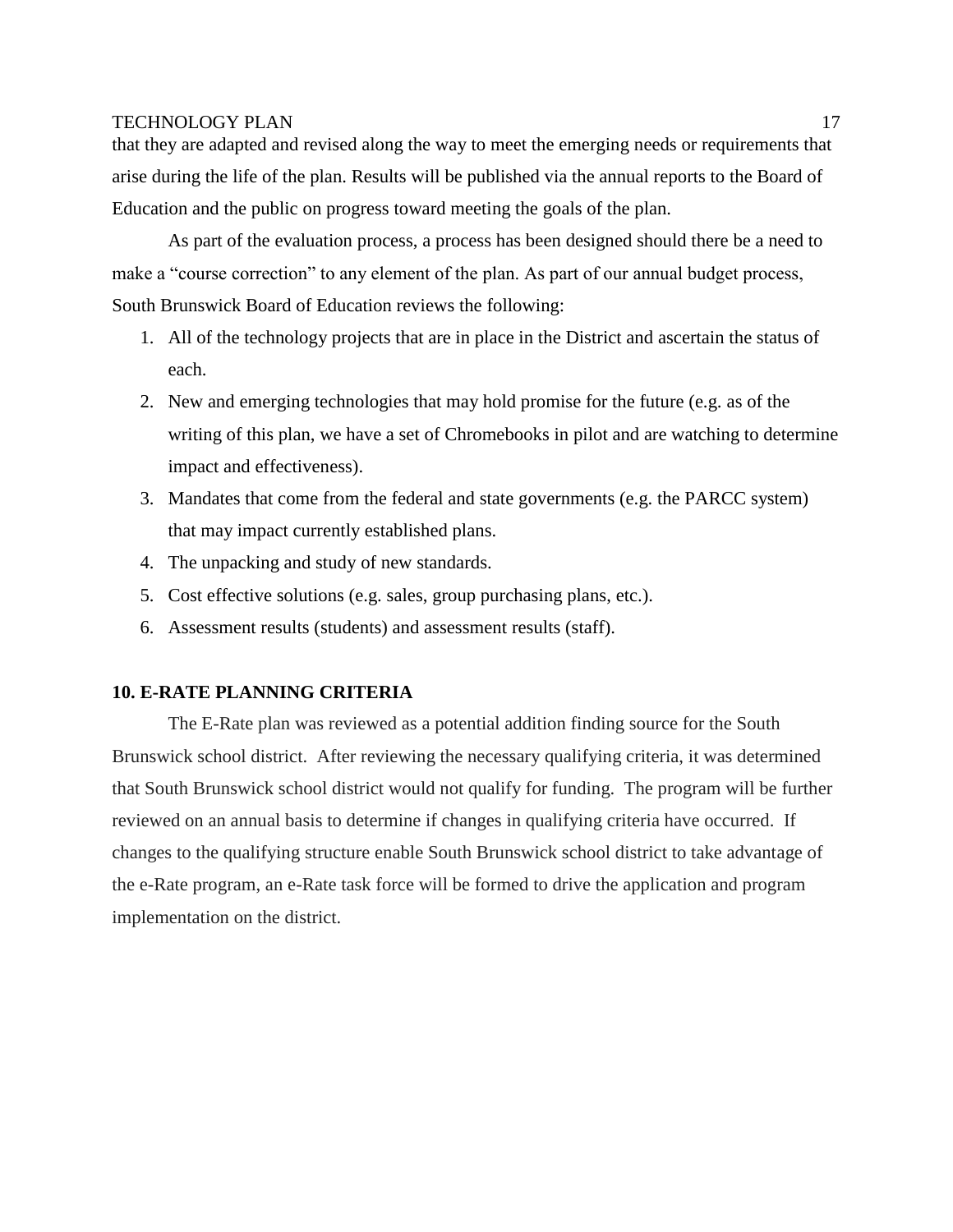that they are adapted and revised along the way to meet the emerging needs or requirements that arise during the life of the plan. Results will be published via the annual reports to the Board of Education and the public on progress toward meeting the goals of the plan.

As part of the evaluation process, a process has been designed should there be a need to make a "course correction" to any element of the plan. As part of our annual budget process, South Brunswick Board of Education reviews the following:

1. All of the technology projects that are in place in the District and ascertain the status of each.
2. New and emerging technologies that may hold promise for the future (e.g. as of the writing of this plan, we have a set of Chromebooks in pilot and are watching to determine impact and effectiveness).
3. Mandates that come from the federal and state governments (e.g. the PARCC system) that may impact currently established plans.
4. The unpacking and study of new standards.
5. Cost effective solutions (e.g. sales, group purchasing plans, etc.).
6. Assessment results (students) and assessment results (staff).

## 10. E-RATE PLANNING CRITERIA

The E-Rate plan was reviewed as a potential addition finding source for the South Brunswick school district. After reviewing the necessary qualifying criteria, it was determined that South Brunswick school district would not qualify for funding. The program will be further reviewed on an annual basis to determine if changes in qualifying criteria have occurred. If changes to the qualifying structure enable South Brunswick school district to take advantage of the e-Rate program, an e-Rate task force will be formed to drive the application and program implementation on the district.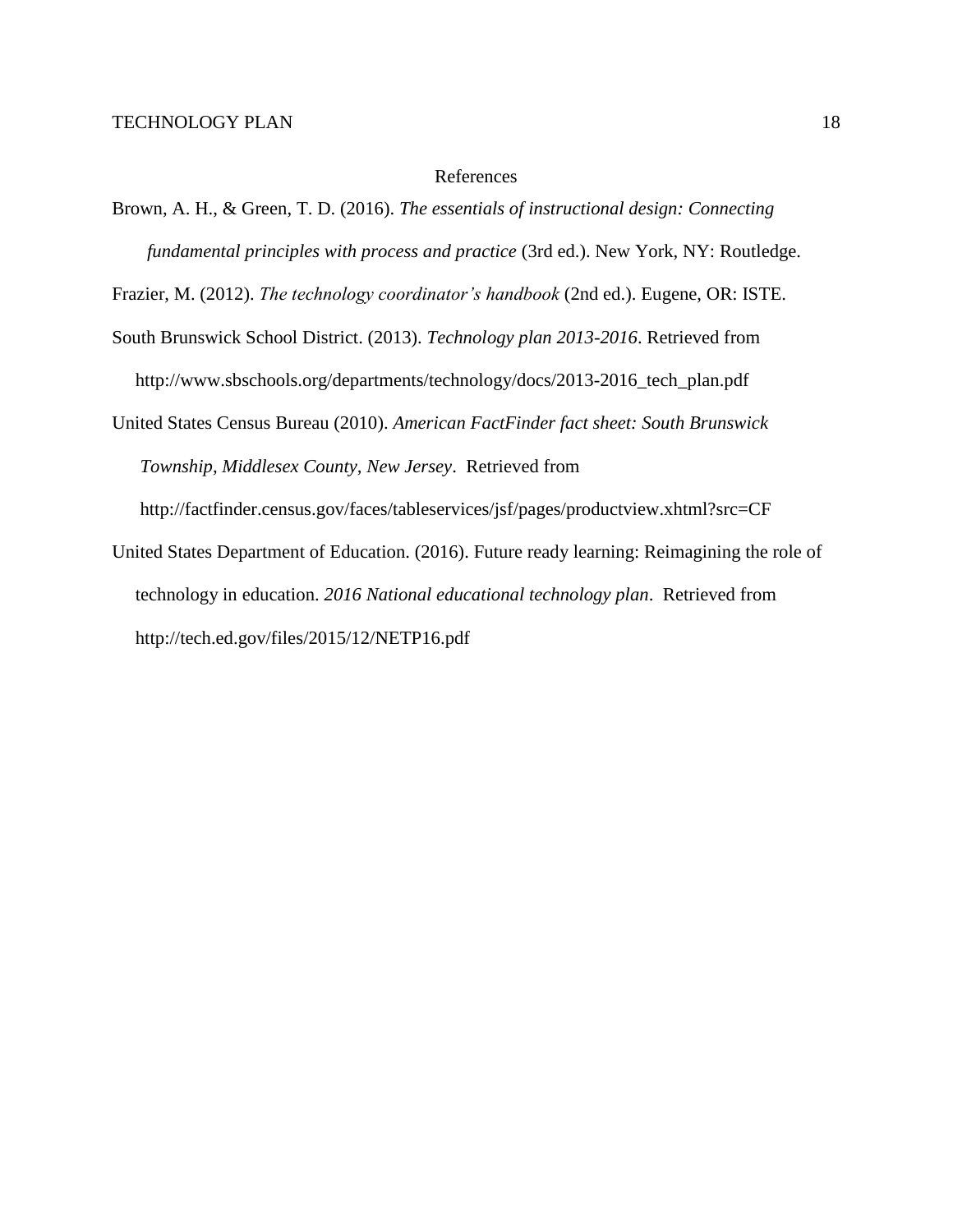# References

Brown, A. H., & Green, T. D. (2016). *The essentials of instructional design: Connecting fundamental principles with process and practice* (3rd ed.). New York, NY: Routledge.

Frazier, M. (2012). *The technology coordinator's handbook* (2nd ed.). Eugene, OR: ISTE.

South Brunswick School District. (2013). *Technology plan 2013-2016*. Retrieved from http://www.sbschools.org/departments/technology/docs/2013-2016_tech_plan.pdf

United States Census Bureau (2010). *American FactFinder fact sheet: South Brunswick Township, Middlesex County, New Jersey*. Retrieved from http://factfinder.census.gov/faces/tableservices/jsf/pages/productview.xhtml?src=CF

United States Department of Education. (2016). Future ready learning: Reimagining the role of technology in education. *2016 National educational technology plan*. Retrieved from http://tech.ed.gov/files/2015/12/NETP16.pdf